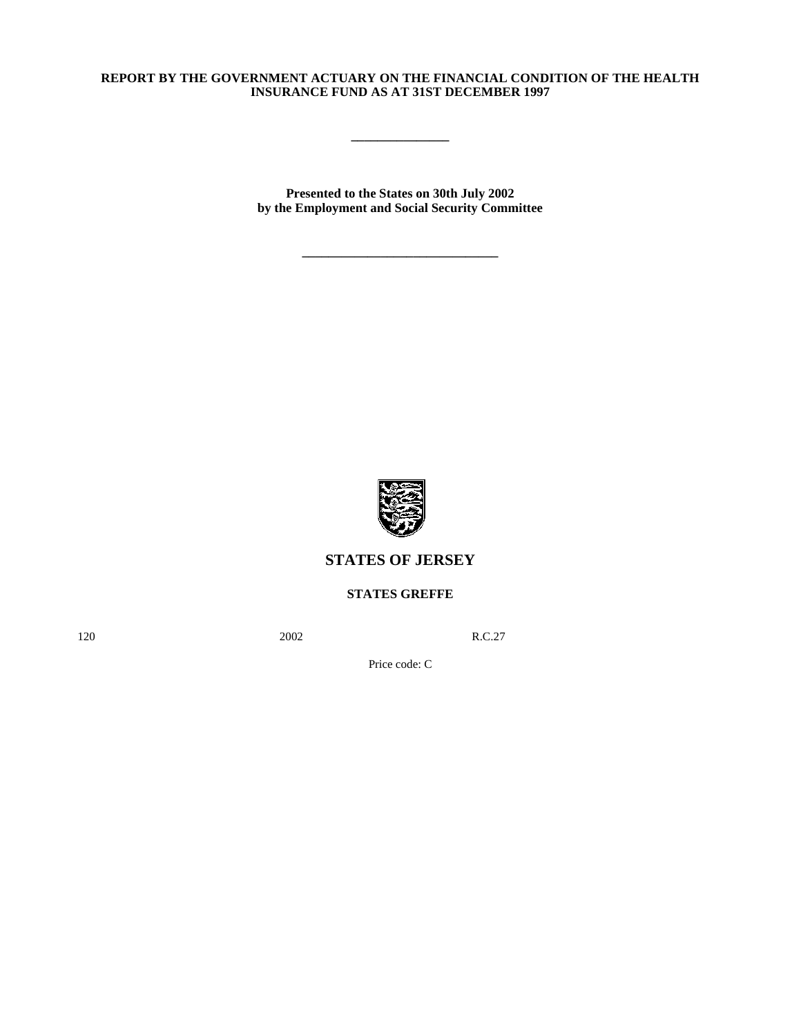**REPORT BY THE GOVERNMENT ACTUARY ON THE FINANCIAL CONDITION OF THE HEALTH INSURANCE FUND AS AT 31ST DECEMBER 1997**

---

**Presented to the States on 30th July 2002 by the Employment and Social Security Committee**

---

## STATES OF JERSEY

**STATES GREFFE**

120 2002 R.C.27

Price code: C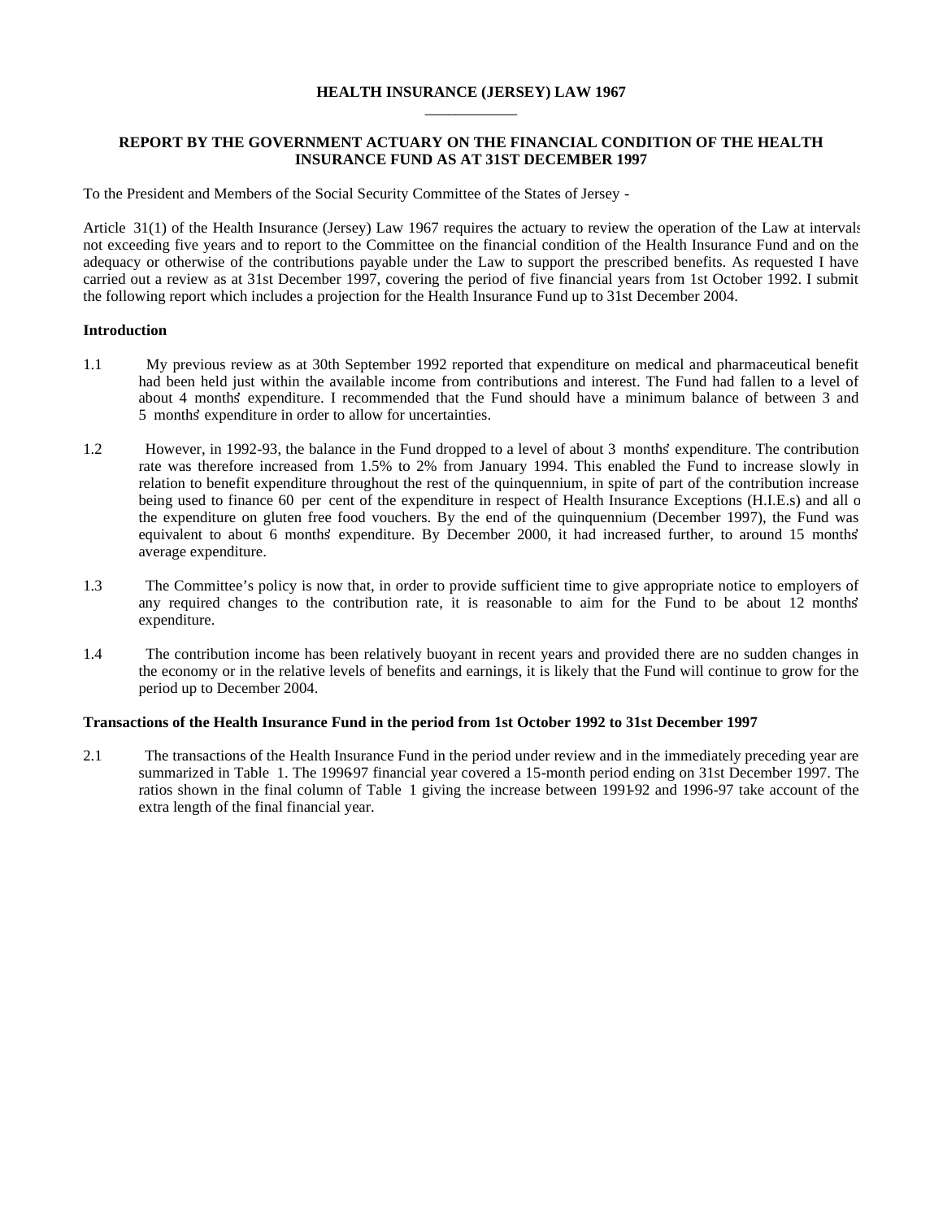**HEALTH INSURANCE (JERSEY) LAW 1967**

**REPORT BY THE GOVERNMENT ACTUARY ON THE FINANCIAL CONDITION OF THE HEALTH INSURANCE FUND AS AT 31ST DECEMBER 1997**

To the President and Members of the Social Security Committee of the States of Jersey -

Article 31(1) of the Health Insurance (Jersey) Law 1967 requires the actuary to review the operation of the Law at intervals not exceeding five years and to report to the Committee on the financial condition of the Health Insurance Fund and on the adequacy or otherwise of the contributions payable under the Law to support the prescribed benefits. As requested I have carried out a review as at 31st December 1997, covering the period of five financial years from 1st October 1992. I submit the following report which includes a projection for the Health Insurance Fund up to 31st December 2004.

**Introduction**

1.1 My previous review as at 30th September 1992 reported that expenditure on medical and pharmaceutical benefit had been held just within the available income from contributions and interest. The Fund had fallen to a level of about 4 months' expenditure. I recommended that the Fund should have a minimum balance of between 3 and 5 months' expenditure in order to allow for uncertainties.

1.2 However, in 1992-93, the balance in the Fund dropped to a level of about 3 months' expenditure. The contribution rate was therefore increased from 1.5% to 2% from January 1994. This enabled the Fund to increase slowly in relation to benefit expenditure throughout the rest of the quinquennium, in spite of part of the contribution increase being used to finance 60 per cent of the expenditure in respect of Health Insurance Exceptions (H.I.E.s) and all of the expenditure on gluten free food vouchers. By the end of the quinquennium (December 1997), the Fund was equivalent to about 6 months' expenditure. By December 2000, it had increased further, to around 15 months' average expenditure.

1.3 The Committee's policy is now that, in order to provide sufficient time to give appropriate notice to employers of any required changes to the contribution rate, it is reasonable to aim for the Fund to be about 12 months' expenditure.

1.4 The contribution income has been relatively buoyant in recent years and provided there are no sudden changes in the economy or in the relative levels of benefits and earnings, it is likely that the Fund will continue to grow for the period up to December 2004.

**Transactions of the Health Insurance Fund in the period from 1st October 1992 to 31st December 1997**

2.1 The transactions of the Health Insurance Fund in the period under review and in the immediately preceding year are summarized in Table 1. The 1996-97 financial year covered a 15-month period ending on 31st December 1997. The ratios shown in the final column of Table 1 giving the increase between 1991-92 and 1996-97 take account of the extra length of the final financial year.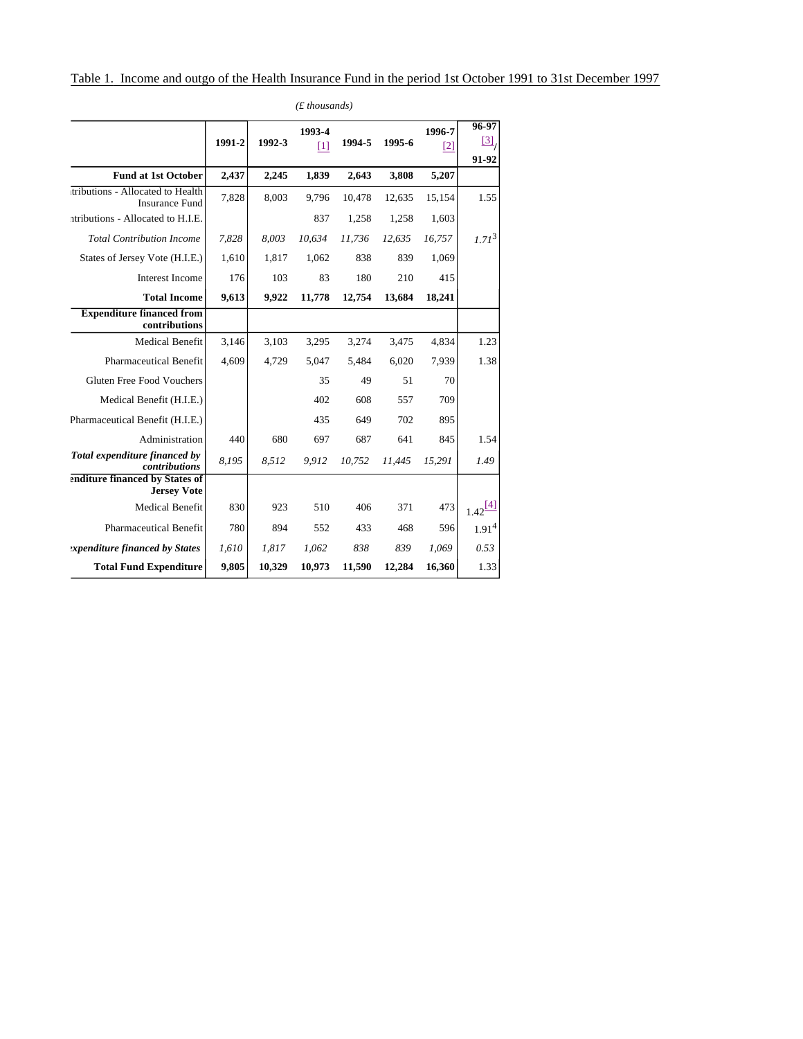Table 1. Income and outgo of the Health Insurance Fund in the period 1st October 1991 to 31st December 1997

*(£ thousands)*

| | 1991-2 | 1992-3 | 1993-4 [1] | 1994-5 | 1995-6 | 1996-7 [2] | 96-97 [3]/ 91-92 |
|---|---|---|---|---|---|---|---|
| **Fund at 1st October** | **2,437** | **2,245** | **1,839** | **2,643** | **3,808** | **5,207** | |
| Contributions - Allocated to Health Insurance Fund | 7,828 | 8,003 | 9,796 | 10,478 | 12,635 | 15,154 | 1.55 |
| Contributions - Allocated to H.I.E. | | | 837 | 1,258 | 1,258 | 1,603 | |
| *Total Contribution Income* | *7,828* | *8,003* | *10,634* | *11,736* | *12,635* | *16,757* | *1.71*[3] |
| States of Jersey Vote (H.I.E.) | 1,610 | 1,817 | 1,062 | 838 | 839 | 1,069 | |
| Interest Income | 176 | 103 | 83 | 180 | 210 | 415 | |
| **Total Income** | **9,613** | **9,922** | **11,778** | **12,754** | **13,684** | **18,241** | |
| **Expenditure financed from contributions** | | | | | | | |
| Medical Benefit | 3,146 | 3,103 | 3,295 | 3,274 | 3,475 | 4,834 | 1.23 |
| Pharmaceutical Benefit | 4,609 | 4,729 | 5,047 | 5,484 | 6,020 | 7,939 | 1.38 |
| Gluten Free Food Vouchers | | | 35 | 49 | 51 | 70 | |
| Medical Benefit (H.I.E.) | | | 402 | 608 | 557 | 709 | |
| Pharmaceutical Benefit (H.I.E.) | | | 435 | 649 | 702 | 895 | |
| Administration | 440 | 680 | 697 | 687 | 641 | 845 | 1.54 |
| ***Total expenditure financed by contributions*** | *8,195* | *8,512* | *9,912* | *10,752* | *11,445* | *15,291* | *1.49* |
| **Expenditure financed by States of Jersey Vote** | | | | | | | |
| Medical Benefit | 830 | 923 | 510 | 406 | 371 | 473 | 1.42[4] |
| Pharmaceutical Benefit | 780 | 894 | 552 | 433 | 468 | 596 | 1.91[4] |
| ***Expenditure financed by States*** | *1,610* | *1,817* | *1,062* | *838* | *839* | *1,069* | *0.53* |
| **Total Fund Expenditure** | **9,805** | **10,329** | **10,973** | **11,590** | **12,284** | **16,360** | 1.33 |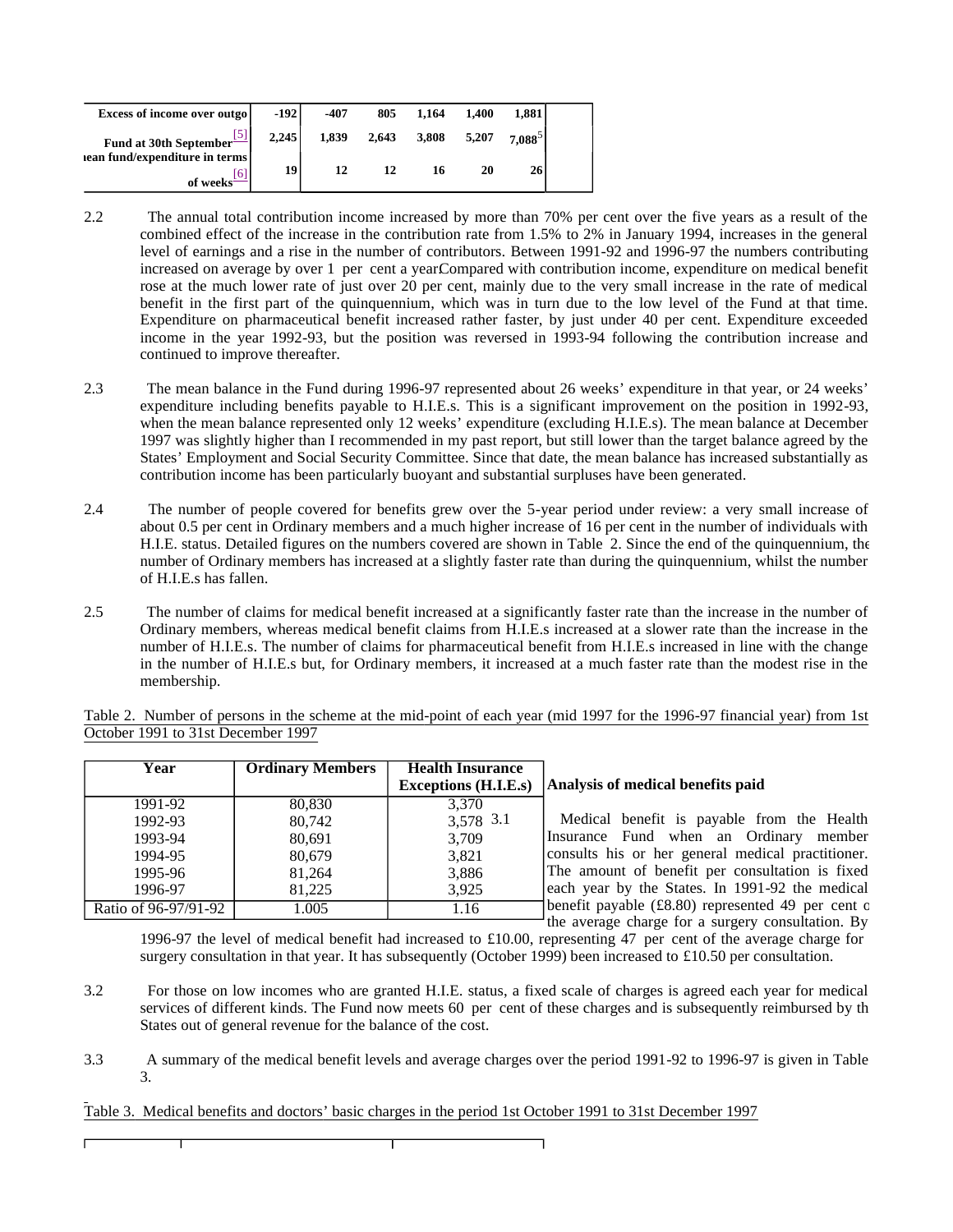| Excess of income over outgo | -192 | -407 | 805 | 1,164 | 1,400 | 1,881 | |
|---|---|---|---|---|---|---|---|
| Fund at 30th September[5] | 2,245 | 1,839 | 2,643 | 3,808 | 5,207 | 7,088[5] | |
| Mean fund/expenditure in terms of weeks[6] | 19 | 12 | 12 | 16 | 20 | 26 | |

2.2 The annual total contribution income increased by more than 70% per cent over the five years as a result of the combined effect of the increase in the contribution rate from 1.5% to 2% in January 1994, increases in the general level of earnings and a rise in the number of contributors. Between 1991-92 and 1996-97 the numbers contributing increased on average by over 1 per cent a year. Compared with contribution income, expenditure on medical benefit rose at the much lower rate of just over 20 per cent, mainly due to the very small increase in the rate of medical benefit in the first part of the quinquennium, which was in turn due to the low level of the Fund at that time. Expenditure on pharmaceutical benefit increased rather faster, by just under 40 per cent. Expenditure exceeded income in the year 1992-93, but the position was reversed in 1993-94 following the contribution increase and continued to improve thereafter.

2.3 The mean balance in the Fund during 1996-97 represented about 26 weeks' expenditure in that year, or 24 weeks' expenditure including benefits payable to H.I.E.s. This is a significant improvement on the position in 1992-93, when the mean balance represented only 12 weeks' expenditure (excluding H.I.E.s). The mean balance at December 1997 was slightly higher than I recommended in my past report, but still lower than the target balance agreed by the States' Employment and Social Security Committee. Since that date, the mean balance has increased substantially as contribution income has been particularly buoyant and substantial surpluses have been generated.

2.4 The number of people covered for benefits grew over the 5-year period under review: a very small increase of about 0.5 per cent in Ordinary members and a much higher increase of 16 per cent in the number of individuals with H.I.E. status. Detailed figures on the numbers covered are shown in Table 2. Since the end of the quinquennium, the number of Ordinary members has increased at a slightly faster rate than during the quinquennium, whilst the number of H.I.E.s has fallen.

2.5 The number of claims for medical benefit increased at a significantly faster rate than the increase in the number of Ordinary members, whereas medical benefit claims from H.I.E.s increased at a slower rate than the increase in the number of H.I.E.s. The number of claims for pharmaceutical benefit from H.I.E.s increased in line with the change in the number of H.I.E.s but, for Ordinary members, it increased at a much faster rate than the modest rise in the membership.

Table 2. Number of persons in the scheme at the mid-point of each year (mid 1997 for the 1996-97 financial year) from 1st October 1991 to 31st December 1997

| Year | Ordinary Members | Health Insurance Exceptions (H.I.E.s) |
|---|---|---|
| 1991-92 | 80,830 | 3,370 |
| 1992-93 | 80,742 | 3,578 |
| 1993-94 | 80,691 | 3,709 |
| 1994-95 | 80,679 | 3,821 |
| 1995-96 | 81,264 | 3,886 |
| 1996-97 | 81,225 | 3,925 |
| Ratio of 96-97/91-92 | 1.005 | 1.16 |

## Analysis of medical benefits paid

3.1 Medical benefit is payable from the Health Insurance Fund when an Ordinary member consults his or her general medical practitioner. The amount of benefit per consultation is fixed each year by the States. In 1991-92 the medical benefit payable (£8.80) represented 49 per cent of the average charge for a surgery consultation. By 1996-97 the level of medical benefit had increased to £10.00, representing 47 per cent of the average charge for surgery consultation in that year. It has subsequently (October 1999) been increased to £10.50 per consultation.

3.2 For those on low incomes who are granted H.I.E. status, a fixed scale of charges is agreed each year for medical services of different kinds. The Fund now meets 60 per cent of these charges and is subsequently reimbursed by the States out of general revenue for the balance of the cost.

3.3 A summary of the medical benefit levels and average charges over the period 1991-92 to 1996-97 is given in Table 3.

Table 3. Medical benefits and doctors' basic charges in the period 1st October 1991 to 31st December 1997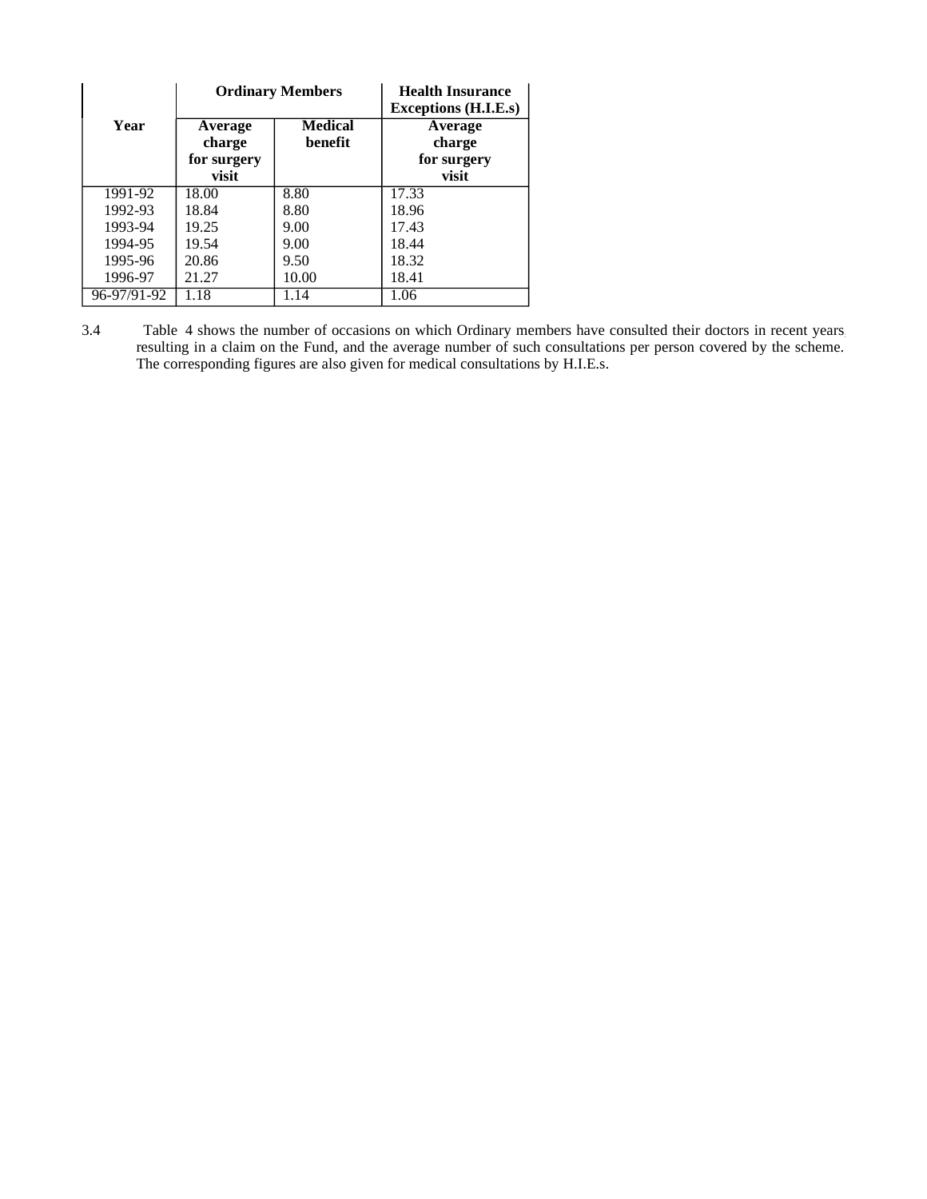| Year | Ordinary Members | | Health Insurance Exceptions (H.I.E.s) |
|---|---|---|---|
| | Average charge for surgery visit | Medical benefit | Average charge for surgery visit |
| 1991-92 | 18.00 | 8.80 | 17.33 |
| 1992-93 | 18.84 | 8.80 | 18.96 |
| 1993-94 | 19.25 | 9.00 | 17.43 |
| 1994-95 | 19.54 | 9.00 | 18.44 |
| 1995-96 | 20.86 | 9.50 | 18.32 |
| 1996-97 | 21.27 | 10.00 | 18.41 |
| 96-97/91-92 | 1.18 | 1.14 | 1.06 |

3.4 Table 4 shows the number of occasions on which Ordinary members have consulted their doctors in recent years resulting in a claim on the Fund, and the average number of such consultations per person covered by the scheme. The corresponding figures are also given for medical consultations by H.I.E.s.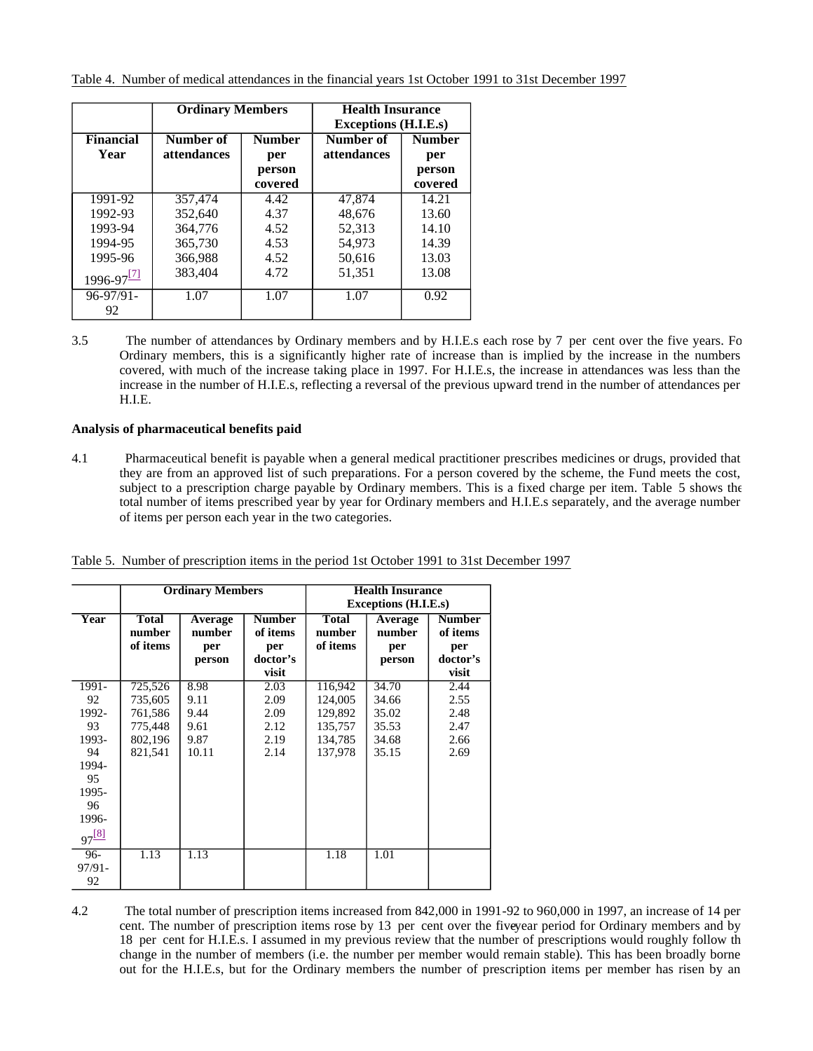Table 4. Number of medical attendances in the financial years 1st October 1991 to 31st December 1997

| | Ordinary Members | | Health Insurance Exceptions (H.I.E.s) | |
|---|---|---|---|---|
| Financial Year | Number of attendances | Number per person covered | Number of attendances | Number per person covered |
| 1991-92 | 357,474 | 4.42 | 47,874 | 14.21 |
| 1992-93 | 352,640 | 4.37 | 48,676 | 13.60 |
| 1993-94 | 364,776 | 4.52 | 52,313 | 14.10 |
| 1994-95 | 365,730 | 4.53 | 54,973 | 14.39 |
| 1995-96 | 366,988 | 4.52 | 50,616 | 13.03 |
| 1996-97[7] | 383,404 | 4.72 | 51,351 | 13.08 |
| 96-97/91-92 | 1.07 | 1.07 | 1.07 | 0.92 |

3.5 The number of attendances by Ordinary members and by H.I.E.s each rose by 7 per cent over the five years. Fo Ordinary members, this is a significantly higher rate of increase than is implied by the increase in the numbers covered, with much of the increase taking place in 1997. For H.I.E.s, the increase in attendances was less than the increase in the number of H.I.E.s, reflecting a reversal of the previous upward trend in the number of attendances per H.I.E.

**Analysis of pharmaceutical benefits paid**

4.1 Pharmaceutical benefit is payable when a general medical practitioner prescribes medicines or drugs, provided that they are from an approved list of such preparations. For a person covered by the scheme, the Fund meets the cost, subject to a prescription charge payable by Ordinary members. This is a fixed charge per item. Table 5 shows the total number of items prescribed year by year for Ordinary members and H.I.E.s separately, and the average number of items per person each year in the two categories.

Table 5. Number of prescription items in the period 1st October 1991 to 31st December 1997

| | Ordinary Members | | | Health Insurance Exceptions (H.I.E.s) | | |
|---|---|---|---|---|---|---|
| Year | Total number of items | Average number per person | Number of items per doctor's visit | Total number of items | Average number per person | Number of items per doctor's visit |
| 1991-92 | 725,526 | 8.98 | 2.03 | 116,942 | 34.70 | 2.44 |
| 1992-93 | 735,605 | 9.11 | 2.09 | 124,005 | 34.66 | 2.55 |
| 1993-94 | 761,586 | 9.44 | 2.09 | 129,892 | 35.02 | 2.48 |
| 1994-95 | 775,448 | 9.61 | 2.12 | 135,757 | 35.53 | 2.47 |
| 1995-96 | 802,196 | 9.87 | 2.19 | 134,785 | 34.68 | 2.66 |
| 1996-97[8] | 821,541 | 10.11 | 2.14 | 137,978 | 35.15 | 2.69 |
| 96-97/91-92 | 1.13 | 1.13 | | 1.18 | 1.01 | |

4.2 The total number of prescription items increased from 842,000 in 1991-92 to 960,000 in 1997, an increase of 14 per cent. The number of prescription items rose by 13 per cent over the five year period for Ordinary members and by 18 per cent for H.I.E.s. I assumed in my previous review that the number of prescriptions would roughly follow th change in the number of members (i.e. the number per member would remain stable). This has been broadly borne out for the H.I.E.s, but for the Ordinary members the number of prescription items per member has risen by an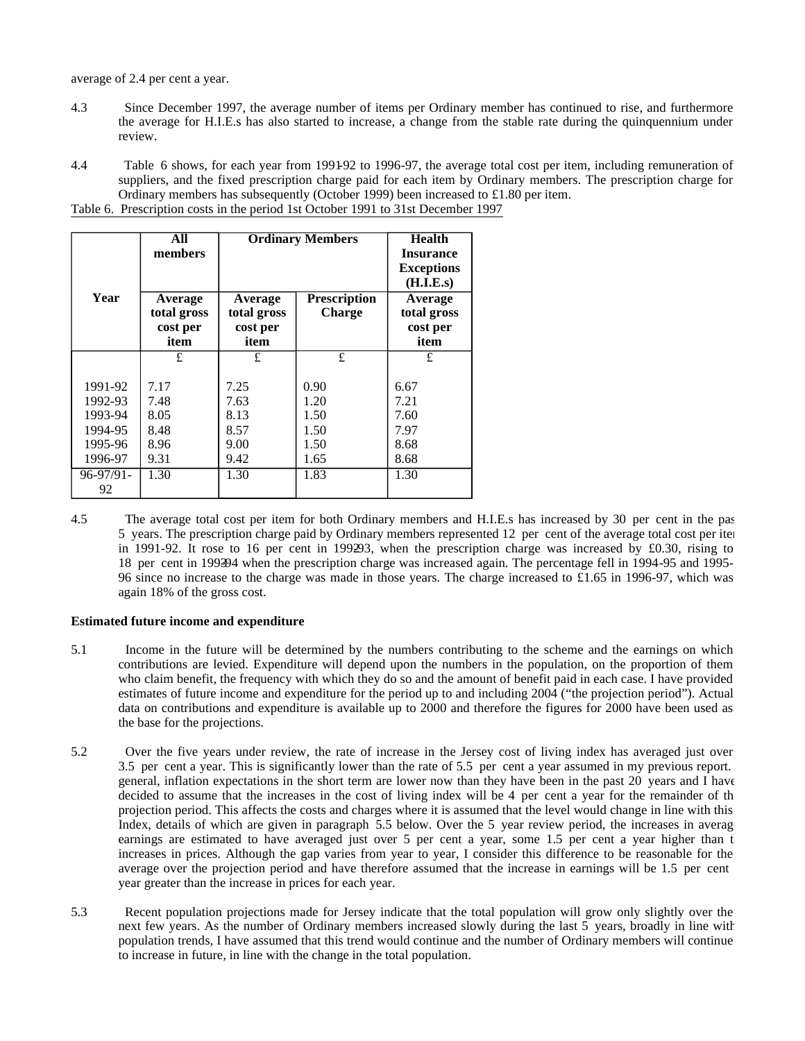average of 2.4 per cent a year.

4.3 Since December 1997, the average number of items per Ordinary member has continued to rise, and furthermore the average for H.I.E.s has also started to increase, a change from the stable rate during the quinquennium under review.

4.4 Table 6 shows, for each year from 1991-92 to 1996-97, the average total cost per item, including remuneration of suppliers, and the fixed prescription charge paid for each item by Ordinary members. The prescription charge for Ordinary members has subsequently (October 1999) been increased to £1.80 per item.

Table 6. Prescription costs in the period 1st October 1991 to 31st December 1997

| Year | All members | Ordinary Members | | Health Insurance Exceptions (H.I.E.s) |
|---|---|---|---|---|
| | Average total gross cost per item | Average total gross cost per item | Prescription Charge | Average total gross cost per item |
| | £ | £ | £ | £ |
| 1991-92 | 7.17 | 7.25 | 0.90 | 6.67 |
| 1992-93 | 7.48 | 7.63 | 1.20 | 7.21 |
| 1993-94 | 8.05 | 8.13 | 1.50 | 7.60 |
| 1994-95 | 8.48 | 8.57 | 1.50 | 7.97 |
| 1995-96 | 8.96 | 9.00 | 1.50 | 8.68 |
| 1996-97 | 9.31 | 9.42 | 1.65 | 8.68 |
| 96-97/91-92 | 1.30 | 1.30 | 1.83 | 1.30 |

4.5 The average total cost per item for both Ordinary members and H.I.E.s has increased by 30 per cent in the past 5 years. The prescription charge paid by Ordinary members represented 12 per cent of the average total cost per item in 1991-92. It rose to 16 per cent in 1992-93, when the prescription charge was increased by £0.30, rising to 18 per cent in 1993-94 when the prescription charge was increased again. The percentage fell in 1994-95 and 1995-96 since no increase to the charge was made in those years. The charge increased to £1.65 in 1996-97, which was again 18% of the gross cost.

**Estimated future income and expenditure**

5.1 Income in the future will be determined by the numbers contributing to the scheme and the earnings on which contributions are levied. Expenditure will depend upon the numbers in the population, on the proportion of them who claim benefit, the frequency with which they do so and the amount of benefit paid in each case. I have provided estimates of future income and expenditure for the period up to and including 2004 ("the projection period"). Actual data on contributions and expenditure is available up to 2000 and therefore the figures for 2000 have been used as the base for the projections.

5.2 Over the five years under review, the rate of increase in the Jersey cost of living index has averaged just over 3.5 per cent a year. This is significantly lower than the rate of 5.5 per cent a year assumed in my previous report. In general, inflation expectations in the short term are lower now than they have been in the past 20 years and I have decided to assume that the increases in the cost of living index will be 4 per cent a year for the remainder of the projection period. This affects the costs and charges where it is assumed that the level would change in line with this Index, details of which are given in paragraph 5.5 below. Over the 5 year review period, the increases in average earnings are estimated to have averaged just over 5 per cent a year, some 1.5 per cent a year higher than the increases in prices. Although the gap varies from year to year, I consider this difference to be reasonable for the average over the projection period and have therefore assumed that the increase in earnings will be 1.5 per cent a year greater than the increase in prices for each year.

5.3 Recent population projections made for Jersey indicate that the total population will grow only slightly over the next few years. As the number of Ordinary members increased slowly during the last 5 years, broadly in line with population trends, I have assumed that this trend would continue and the number of Ordinary members will continue to increase in future, in line with the change in the total population.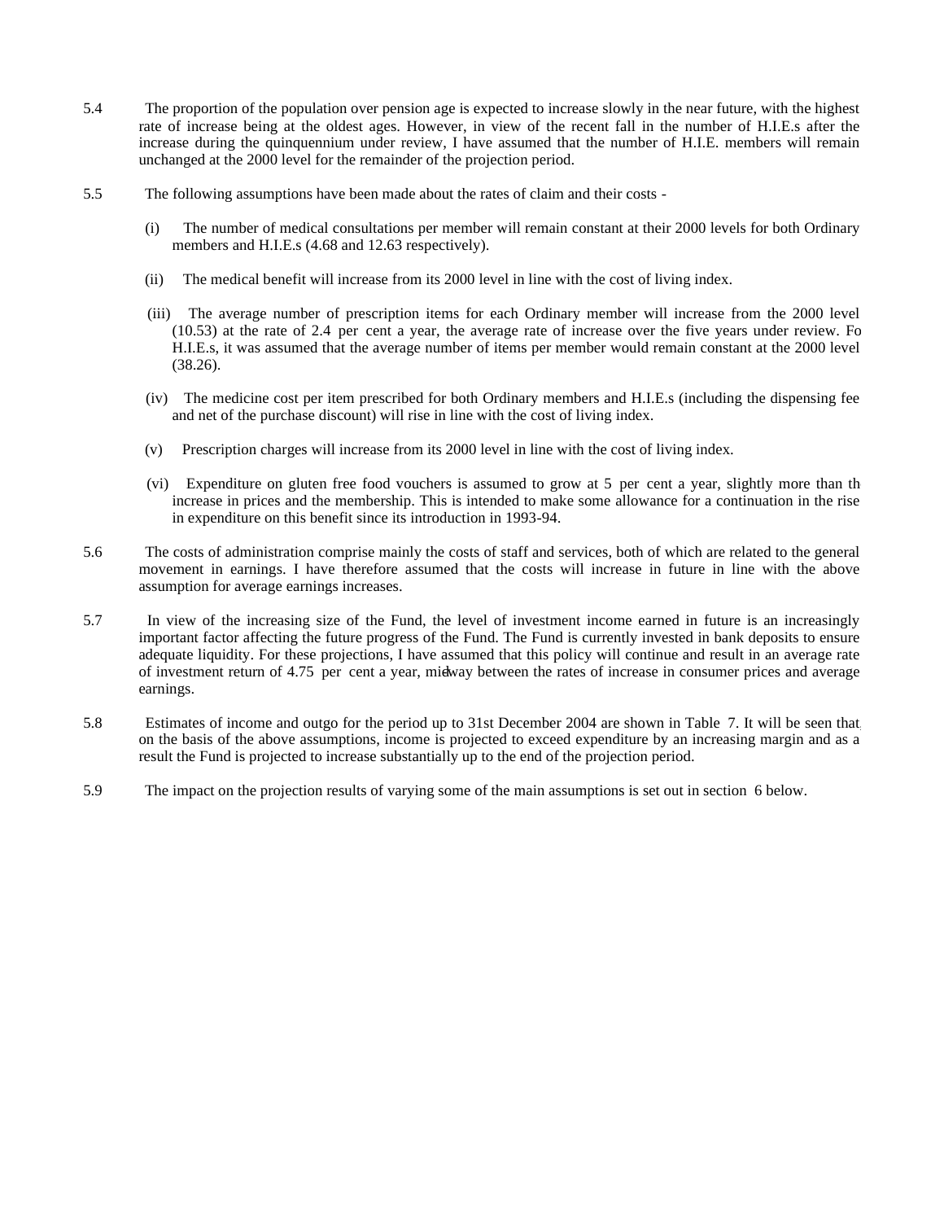5.4 The proportion of the population over pension age is expected to increase slowly in the near future, with the highest rate of increase being at the oldest ages. However, in view of the recent fall in the number of H.I.E.s after the increase during the quinquennium under review, I have assumed that the number of H.I.E. members will remain unchanged at the 2000 level for the remainder of the projection period.

5.5 The following assumptions have been made about the rates of claim and their costs -

(i) The number of medical consultations per member will remain constant at their 2000 levels for both Ordinary members and H.I.E.s (4.68 and 12.63 respectively).

(ii) The medical benefit will increase from its 2000 level in line with the cost of living index.

(iii) The average number of prescription items for each Ordinary member will increase from the 2000 level (10.53) at the rate of 2.4 per cent a year, the average rate of increase over the five years under review. Fo H.I.E.s, it was assumed that the average number of items per member would remain constant at the 2000 level (38.26).

(iv) The medicine cost per item prescribed for both Ordinary members and H.I.E.s (including the dispensing fee and net of the purchase discount) will rise in line with the cost of living index.

(v) Prescription charges will increase from its 2000 level in line with the cost of living index.

(vi) Expenditure on gluten free food vouchers is assumed to grow at 5 per cent a year, slightly more than th increase in prices and the membership. This is intended to make some allowance for a continuation in the rise in expenditure on this benefit since its introduction in 1993-94.

5.6 The costs of administration comprise mainly the costs of staff and services, both of which are related to the general movement in earnings. I have therefore assumed that the costs will increase in future in line with the above assumption for average earnings increases.

5.7 In view of the increasing size of the Fund, the level of investment income earned in future is an increasingly important factor affecting the future progress of the Fund. The Fund is currently invested in bank deposits to ensure adequate liquidity. For these projections, I have assumed that this policy will continue and result in an average rate of investment return of 4.75 per cent a year, midway between the rates of increase in consumer prices and average earnings.

5.8 Estimates of income and outgo for the period up to 31st December 2004 are shown in Table 7. It will be seen that, on the basis of the above assumptions, income is projected to exceed expenditure by an increasing margin and as a result the Fund is projected to increase substantially up to the end of the projection period.

5.9 The impact on the projection results of varying some of the main assumptions is set out in section 6 below.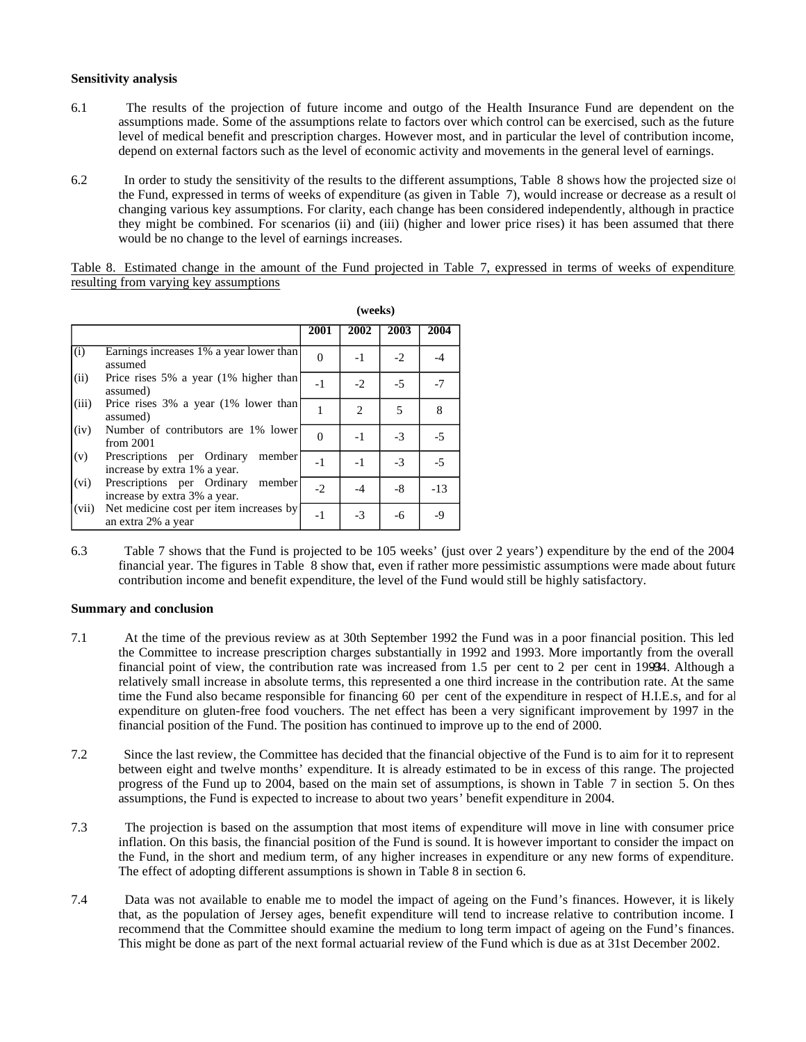**Sensitivity analysis**

6.1 The results of the projection of future income and outgo of the Health Insurance Fund are dependent on the assumptions made. Some of the assumptions relate to factors over which control can be exercised, such as the future level of medical benefit and prescription charges. However most, and in particular the level of contribution income, depend on external factors such as the level of economic activity and movements in the general level of earnings.

6.2 In order to study the sensitivity of the results to the different assumptions, Table 8 shows how the projected size of the Fund, expressed in terms of weeks of expenditure (as given in Table 7), would increase or decrease as a result of changing various key assumptions. For clarity, each change has been considered independently, although in practice they might be combined. For scenarios (ii) and (iii) (higher and lower price rises) it has been assumed that there would be no change to the level of earnings increases.

Table 8. Estimated change in the amount of the Fund projected in Table 7, expressed in terms of weeks of expenditure, resulting from varying key assumptions

(weeks)

| | | 2001 | 2002 | 2003 | 2004 |
|---|---|---|---|---|---|
| (i) | Earnings increases 1% a year lower than assumed | 0 | -1 | -2 | -4 |
| (ii) | Price rises 5% a year (1% higher than assumed) | -1 | -2 | -5 | -7 |
| (iii) | Price rises 3% a year (1% lower than assumed) | 1 | 2 | 5 | 8 |
| (iv) | Number of contributors are 1% lower from 2001 | 0 | -1 | -3 | -5 |
| (v) | Prescriptions per Ordinary member increase by extra 1% a year. | -1 | -1 | -3 | -5 |
| (vi) | Prescriptions per Ordinary member increase by extra 3% a year. | -2 | -4 | -8 | -13 |
| (vii) | Net medicine cost per item increases by an extra 2% a year | -1 | -3 | -6 | -9 |

6.3 Table 7 shows that the Fund is projected to be 105 weeks' (just over 2 years') expenditure by the end of the 2004 financial year. The figures in Table 8 show that, even if rather more pessimistic assumptions were made about future contribution income and benefit expenditure, the level of the Fund would still be highly satisfactory.

**Summary and conclusion**

7.1 At the time of the previous review as at 30th September 1992 the Fund was in a poor financial position. This led the Committee to increase prescription charges substantially in 1992 and 1993. More importantly from the overall financial point of view, the contribution rate was increased from 1.5 per cent to 2 per cent in 1994. Although a relatively small increase in absolute terms, this represented a one third increase in the contribution rate. At the same time the Fund also became responsible for financing 60 per cent of the expenditure in respect of H.I.E.s, and for all expenditure on gluten-free food vouchers. The net effect has been a very significant improvement by 1997 in the financial position of the Fund. The position has continued to improve up to the end of 2000.

7.2 Since the last review, the Committee has decided that the financial objective of the Fund is to aim for it to represent between eight and twelve months' expenditure. It is already estimated to be in excess of this range. The projected progress of the Fund up to 2004, based on the main set of assumptions, is shown in Table 7 in section 5. On these assumptions, the Fund is expected to increase to about two years' benefit expenditure in 2004.

7.3 The projection is based on the assumption that most items of expenditure will move in line with consumer price inflation. On this basis, the financial position of the Fund is sound. It is however important to consider the impact on the Fund, in the short and medium term, of any higher increases in expenditure or any new forms of expenditure. The effect of adopting different assumptions is shown in Table 8 in section 6.

7.4 Data was not available to enable me to model the impact of ageing on the Fund's finances. However, it is likely that, as the population of Jersey ages, benefit expenditure will tend to increase relative to contribution income. I recommend that the Committee should examine the medium to long term impact of ageing on the Fund's finances. This might be done as part of the next formal actuarial review of the Fund which is due as at 31st December 2002.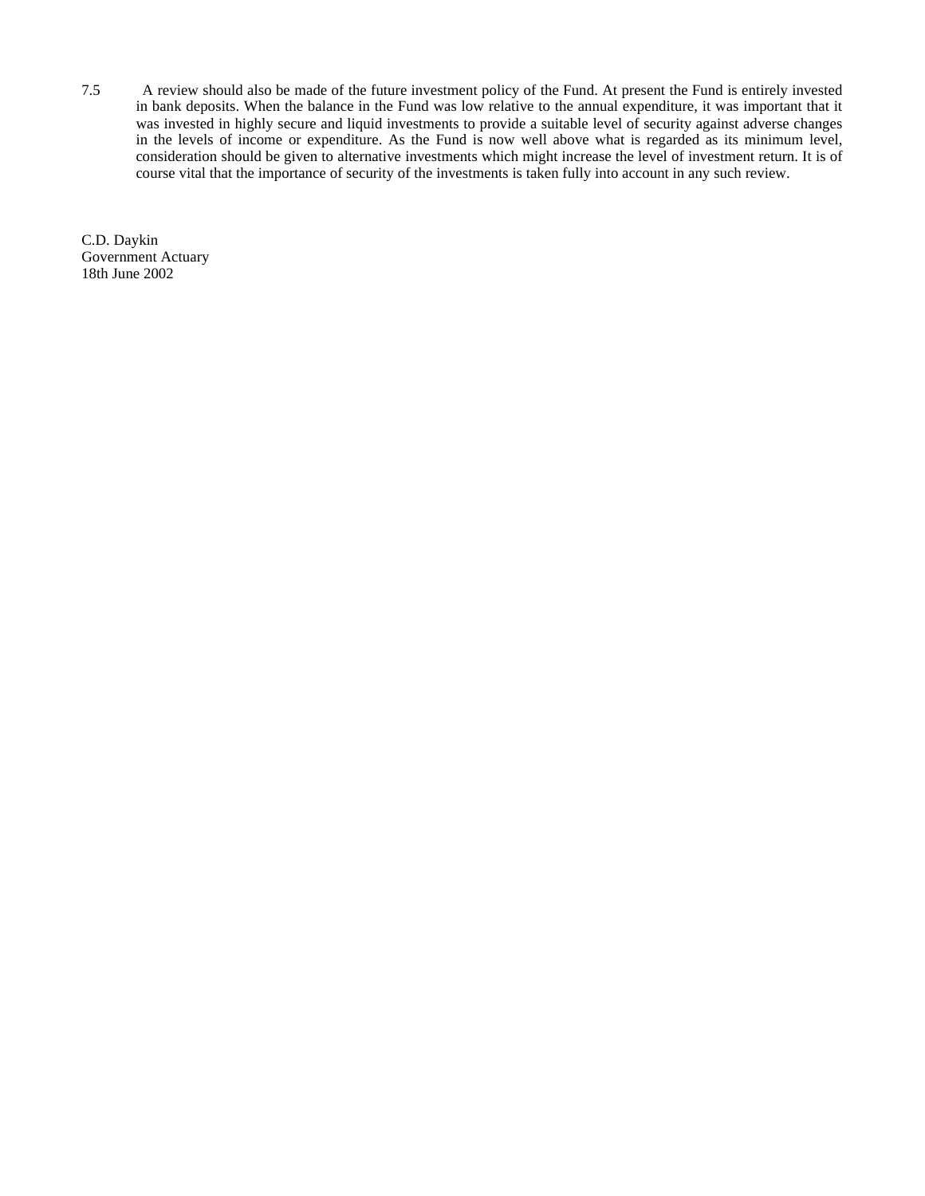7.5 A review should also be made of the future investment policy of the Fund. At present the Fund is entirely invested in bank deposits. When the balance in the Fund was low relative to the annual expenditure, it was important that it was invested in highly secure and liquid investments to provide a suitable level of security against adverse changes in the levels of income or expenditure. As the Fund is now well above what is regarded as its minimum level, consideration should be given to alternative investments which might increase the level of investment return. It is of course vital that the importance of security of the investments is taken fully into account in any such review.

C.D. Daykin  
Government Actuary  
18th June 2002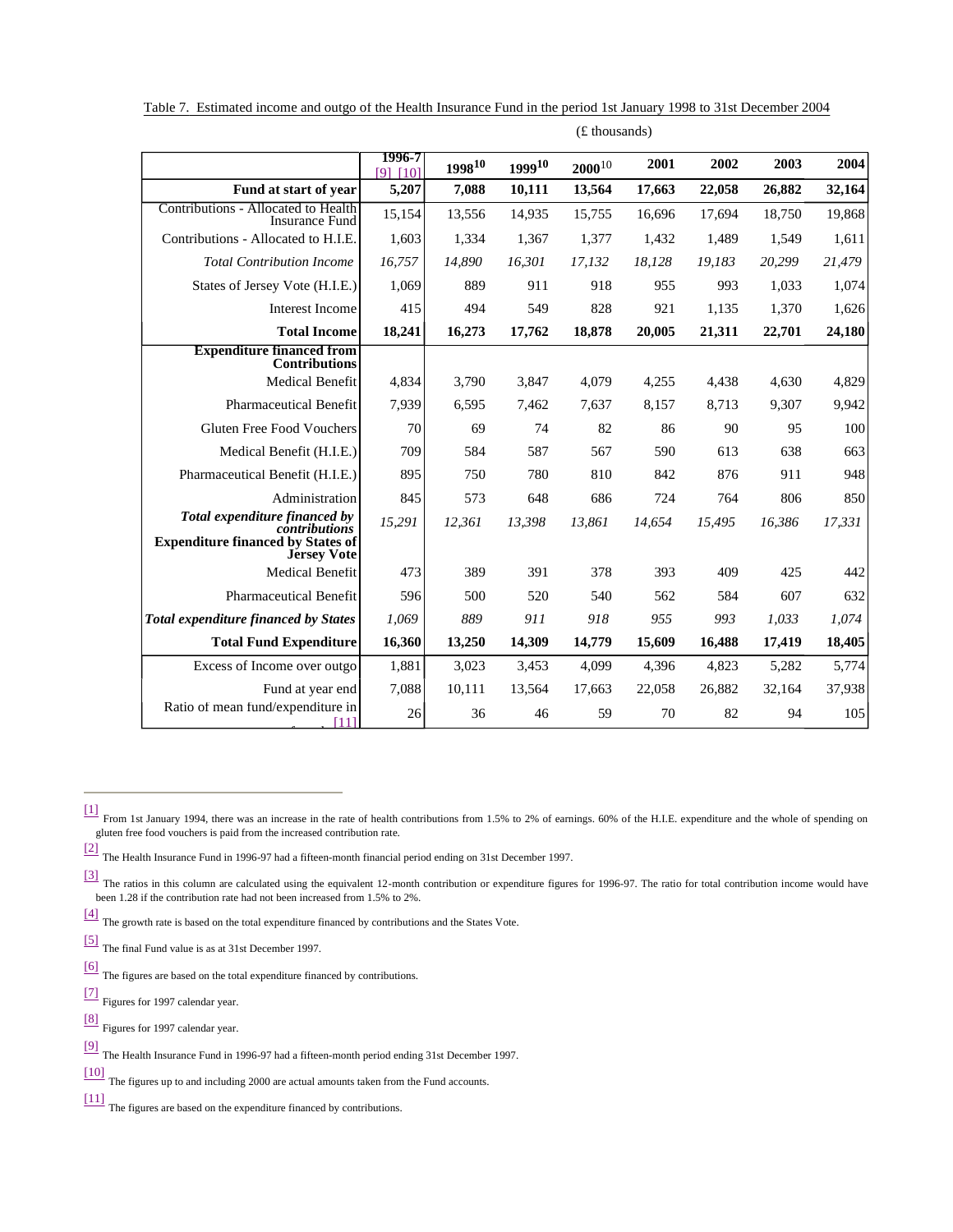Table 7. Estimated income and outgo of the Health Insurance Fund in the period 1st January 1998 to 31st December 2004

(£ thousands)

| | 1996-7 [9] [10] | 1998[10] | 1999[10] | 2000[10] | 2001 | 2002 | 2003 | 2004 |
|---|---|---|---|---|---|---|---|---|
| **Fund at start of year** | **5,207** | **7,088** | **10,111** | **13,564** | **17,663** | **22,058** | **26,882** | **32,164** |
| Contributions - Allocated to Health Insurance Fund | 15,154 | 13,556 | 14,935 | 15,755 | 16,696 | 17,694 | 18,750 | 19,868 |
| Contributions - Allocated to H.I.E. | 1,603 | 1,334 | 1,367 | 1,377 | 1,432 | 1,489 | 1,549 | 1,611 |
| *Total Contribution Income* | *16,757* | *14,890* | *16,301* | *17,132* | *18,128* | *19,183* | *20,299* | *21,479* |
| States of Jersey Vote (H.I.E.) | 1,069 | 889 | 911 | 918 | 955 | 993 | 1,033 | 1,074 |
| Interest Income | 415 | 494 | 549 | 828 | 921 | 1,135 | 1,370 | 1,626 |
| **Total Income** | **18,241** | **16,273** | **17,762** | **18,878** | **20,005** | **21,311** | **22,701** | **24,180** |
| **Expenditure financed from Contributions** | | | | | | | | |
| Medical Benefit | 4,834 | 3,790 | 3,847 | 4,079 | 4,255 | 4,438 | 4,630 | 4,829 |
| Pharmaceutical Benefit | 7,939 | 6,595 | 7,462 | 7,637 | 8,157 | 8,713 | 9,307 | 9,942 |
| Gluten Free Food Vouchers | 70 | 69 | 74 | 82 | 86 | 90 | 95 | 100 |
| Medical Benefit (H.I.E.) | 709 | 584 | 587 | 567 | 590 | 613 | 638 | 663 |
| Pharmaceutical Benefit (H.I.E.) | 895 | 750 | 780 | 810 | 842 | 876 | 911 | 948 |
| Administration | 845 | 573 | 648 | 686 | 724 | 764 | 806 | 850 |
| ***Total expenditure financed by contributions*** | *15,291* | *12,361* | *13,398* | *13,861* | *14,654* | *15,495* | *16,386* | *17,331* |
| **Expenditure financed by States of Jersey Vote** | | | | | | | | |
| Medical Benefit | 473 | 389 | 391 | 378 | 393 | 409 | 425 | 442 |
| Pharmaceutical Benefit | 596 | 500 | 520 | 540 | 562 | 584 | 607 | 632 |
| ***Total expenditure financed by States*** | *1,069* | *889* | *911* | *918* | *955* | *993* | *1,033* | *1,074* |
| **Total Fund Expenditure** | **16,360** | **13,250** | **14,309** | **14,779** | **15,609** | **16,488** | **17,419** | **18,405** |
| Excess of Income over outgo | 1,881 | 3,023 | 3,453 | 4,099 | 4,396 | 4,823 | 5,282 | 5,774 |
| Fund at year end | 7,088 | 10,111 | 13,564 | 17,663 | 22,058 | 26,882 | 32,164 | 37,938 |
| Ratio of mean fund/expenditure in ... [11] | 26 | 36 | 46 | 59 | 70 | 82 | 94 | 105 |

---

[1] From 1st January 1994, there was an increase in the rate of health contributions from 1.5% to 2% of earnings. 60% of the H.I.E. expenditure and the whole of spending on gluten free food vouchers is paid from the increased contribution rate.

[2] The Health Insurance Fund in 1996-97 had a fifteen-month financial period ending on 31st December 1997.

[3] The ratios in this column are calculated using the equivalent 12-month contribution or expenditure figures for 1996-97. The ratio for total contribution income would have been 1.28 if the contribution rate had not been increased from 1.5% to 2%.

[4] The growth rate is based on the total expenditure financed by contributions and the States Vote.

[5] The final Fund value is as at 31st December 1997.

[6] The figures are based on the total expenditure financed by contributions.

[7] Figures for 1997 calendar year.

[8] Figures for 1997 calendar year.

[9] The Health Insurance Fund in 1996-97 had a fifteen-month period ending 31st December 1997.

[10] The figures up to and including 2000 are actual amounts taken from the Fund accounts.

[11] The figures are based on the expenditure financed by contributions.